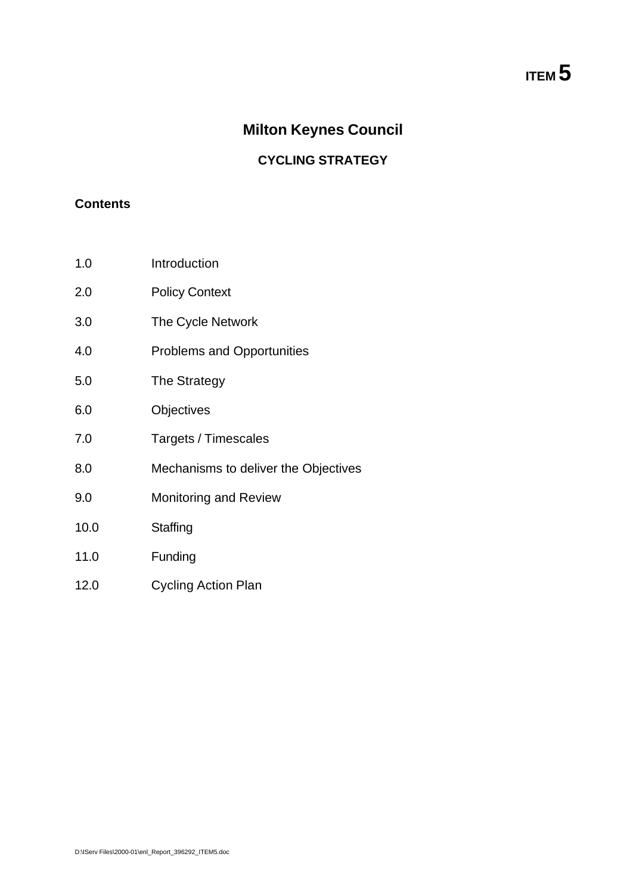**ITEM 5**

# Milton Keynes Council

## CYCLING STRATEGY

**Contents**

| | |
|---|---|
| 1.0 | Introduction |
| 2.0 | Policy Context |
| 3.0 | The Cycle Network |
| 4.0 | Problems and Opportunities |
| 5.0 | The Strategy |
| 6.0 | Objectives |
| 7.0 | Targets / Timescales |
| 8.0 | Mechanisms to deliver the Objectives |
| 9.0 | Monitoring and Review |
| 10.0 | Staffing |
| 11.0 | Funding |
| 12.0 | Cycling Action Plan |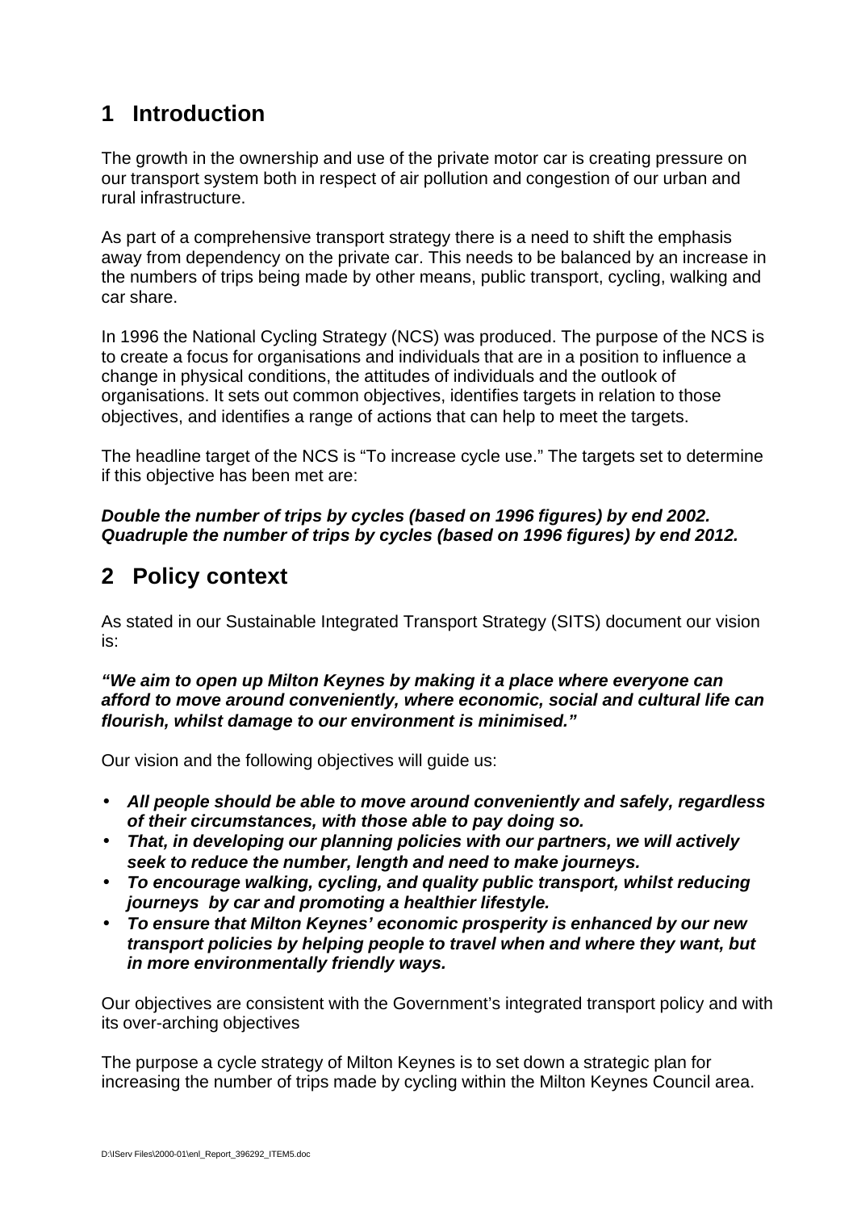# 1 Introduction

The growth in the ownership and use of the private motor car is creating pressure on our transport system both in respect of air pollution and congestion of our urban and rural infrastructure.

As part of a comprehensive transport strategy there is a need to shift the emphasis away from dependency on the private car. This needs to be balanced by an increase in the numbers of trips being made by other means, public transport, cycling, walking and car share.

In 1996 the National Cycling Strategy (NCS) was produced. The purpose of the NCS is to create a focus for organisations and individuals that are in a position to influence a change in physical conditions, the attitudes of individuals and the outlook of organisations. It sets out common objectives, identifies targets in relation to those objectives, and identifies a range of actions that can help to meet the targets.

The headline target of the NCS is "To increase cycle use." The targets set to determine if this objective has been met are:

***Double the number of trips by cycles (based on 1996 figures) by end 2002.***
***Quadruple the number of trips by cycles (based on 1996 figures) by end 2012.***

# 2 Policy context

As stated in our Sustainable Integrated Transport Strategy (SITS) document our vision is:

***"We aim to open up Milton Keynes by making it a place where everyone can afford to move around conveniently, where economic, social and cultural life can flourish, whilst damage to our environment is minimised."***

Our vision and the following objectives will guide us:

- ***All people should be able to move around conveniently and safely, regardless of their circumstances, with those able to pay doing so.***
- ***That, in developing our planning policies with our partners, we will actively seek to reduce the number, length and need to make journeys.***
- ***To encourage walking, cycling, and quality public transport, whilst reducing journeys by car and promoting a healthier lifestyle.***
- ***To ensure that Milton Keynes' economic prosperity is enhanced by our new transport policies by helping people to travel when and where they want, but in more environmentally friendly ways.***

Our objectives are consistent with the Government's integrated transport policy and with its over-arching objectives

The purpose a cycle strategy of Milton Keynes is to set down a strategic plan for increasing the number of trips made by cycling within the Milton Keynes Council area.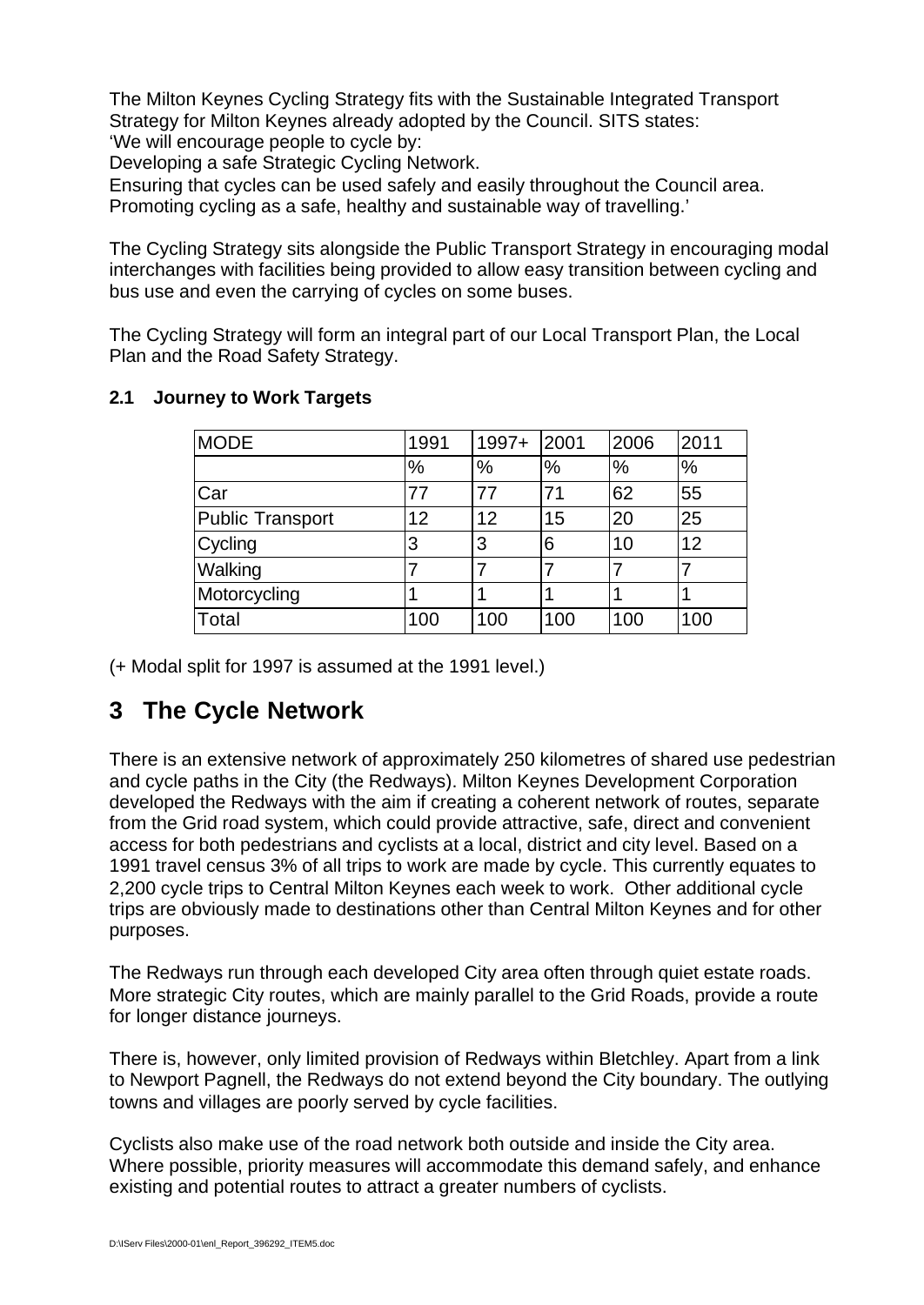The Milton Keynes Cycling Strategy fits with the Sustainable Integrated Transport Strategy for Milton Keynes already adopted by the Council. SITS states:
'We will encourage people to cycle by:
Developing a safe Strategic Cycling Network.
Ensuring that cycles can be used safely and easily throughout the Council area.
Promoting cycling as a safe, healthy and sustainable way of travelling.'

The Cycling Strategy sits alongside the Public Transport Strategy in encouraging modal interchanges with facilities being provided to allow easy transition between cycling and bus use and even the carrying of cycles on some buses.

The Cycling Strategy will form an integral part of our Local Transport Plan, the Local Plan and the Road Safety Strategy.

### 2.1 Journey to Work Targets

| MODE | 1991 | 1997+ | 2001 | 2006 | 2011 |
|---|---|---|---|---|---|
| | % | % | % | % | % |
| Car | 77 | 77 | 71 | 62 | 55 |
| Public Transport | 12 | 12 | 15 | 20 | 25 |
| Cycling | 3 | 3 | 6 | 10 | 12 |
| Walking | 7 | 7 | 7 | 7 | 7 |
| Motorcycling | 1 | 1 | 1 | 1 | 1 |
| Total | 100 | 100 | 100 | 100 | 100 |

(+ Modal split for 1997 is assumed at the 1991 level.)

# 3 The Cycle Network

There is an extensive network of approximately 250 kilometres of shared use pedestrian and cycle paths in the City (the Redways). Milton Keynes Development Corporation developed the Redways with the aim if creating a coherent network of routes, separate from the Grid road system, which could provide attractive, safe, direct and convenient access for both pedestrians and cyclists at a local, district and city level. Based on a 1991 travel census 3% of all trips to work are made by cycle. This currently equates to 2,200 cycle trips to Central Milton Keynes each week to work. Other additional cycle trips are obviously made to destinations other than Central Milton Keynes and for other purposes.

The Redways run through each developed City area often through quiet estate roads. More strategic City routes, which are mainly parallel to the Grid Roads, provide a route for longer distance journeys.

There is, however, only limited provision of Redways within Bletchley. Apart from a link to Newport Pagnell, the Redways do not extend beyond the City boundary. The outlying towns and villages are poorly served by cycle facilities.

Cyclists also make use of the road network both outside and inside the City area. Where possible, priority measures will accommodate this demand safely, and enhance existing and potential routes to attract a greater numbers of cyclists.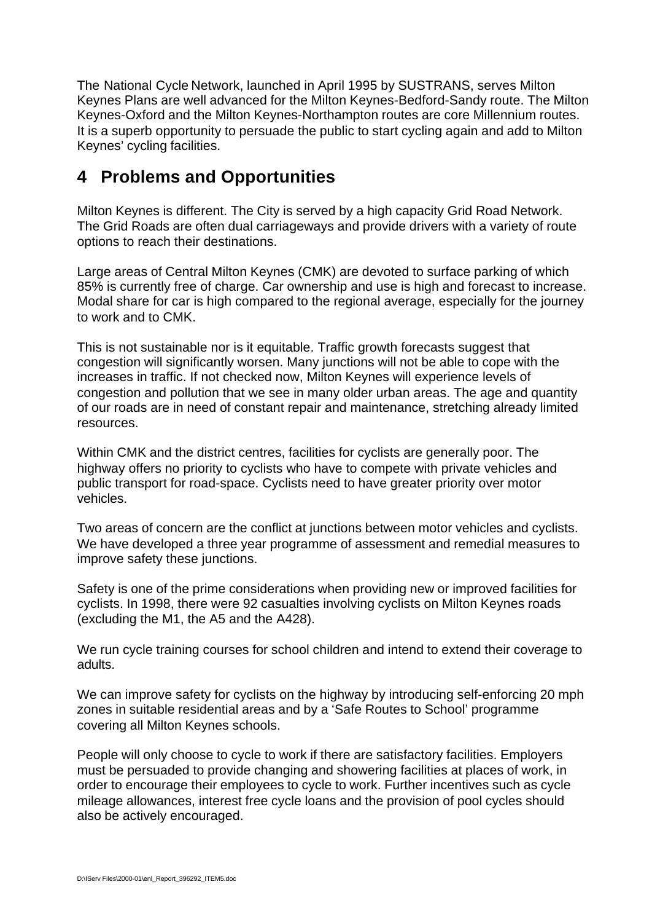The National Cycle Network, launched in April 1995 by SUSTRANS, serves Milton Keynes Plans are well advanced for the Milton Keynes-Bedford-Sandy route. The Milton Keynes-Oxford and the Milton Keynes-Northampton routes are core Millennium routes. It is a superb opportunity to persuade the public to start cycling again and add to Milton Keynes' cycling facilities.

## 4 Problems and Opportunities

Milton Keynes is different. The City is served by a high capacity Grid Road Network. The Grid Roads are often dual carriageways and provide drivers with a variety of route options to reach their destinations.

Large areas of Central Milton Keynes (CMK) are devoted to surface parking of which 85% is currently free of charge. Car ownership and use is high and forecast to increase. Modal share for car is high compared to the regional average, especially for the journey to work and to CMK.

This is not sustainable nor is it equitable. Traffic growth forecasts suggest that congestion will significantly worsen. Many junctions will not be able to cope with the increases in traffic. If not checked now, Milton Keynes will experience levels of congestion and pollution that we see in many older urban areas. The age and quantity of our roads are in need of constant repair and maintenance, stretching already limited resources.

Within CMK and the district centres, facilities for cyclists are generally poor. The highway offers no priority to cyclists who have to compete with private vehicles and public transport for road-space. Cyclists need to have greater priority over motor vehicles.

Two areas of concern are the conflict at junctions between motor vehicles and cyclists. We have developed a three year programme of assessment and remedial measures to improve safety these junctions.

Safety is one of the prime considerations when providing new or improved facilities for cyclists. In 1998, there were 92 casualties involving cyclists on Milton Keynes roads (excluding the M1, the A5 and the A428).

We run cycle training courses for school children and intend to extend their coverage to adults.

We can improve safety for cyclists on the highway by introducing self-enforcing 20 mph zones in suitable residential areas and by a 'Safe Routes to School' programme covering all Milton Keynes schools.

People will only choose to cycle to work if there are satisfactory facilities. Employers must be persuaded to provide changing and showering facilities at places of work, in order to encourage their employees to cycle to work. Further incentives such as cycle mileage allowances, interest free cycle loans and the provision of pool cycles should also be actively encouraged.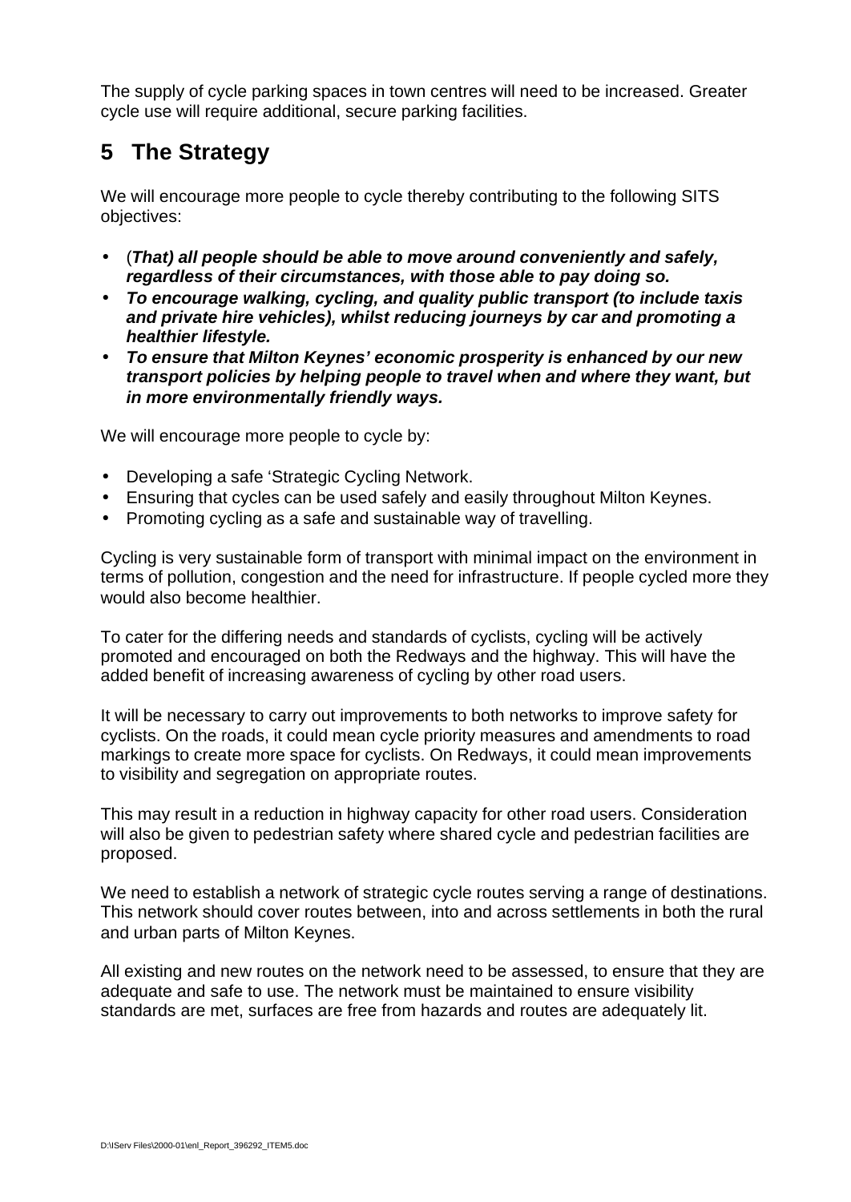The supply of cycle parking spaces in town centres will need to be increased. Greater cycle use will require additional, secure parking facilities.

## 5 The Strategy

We will encourage more people to cycle thereby contributing to the following SITS objectives:

- (***That) all people should be able to move around conveniently and safely, regardless of their circumstances, with those able to pay doing so.***
- ***To encourage walking, cycling, and quality public transport (to include taxis and private hire vehicles), whilst reducing journeys by car and promoting a healthier lifestyle.***
- ***To ensure that Milton Keynes' economic prosperity is enhanced by our new transport policies by helping people to travel when and where they want, but in more environmentally friendly ways.***

We will encourage more people to cycle by:

- Developing a safe 'Strategic Cycling Network.
- Ensuring that cycles can be used safely and easily throughout Milton Keynes.
- Promoting cycling as a safe and sustainable way of travelling.

Cycling is very sustainable form of transport with minimal impact on the environment in terms of pollution, congestion and the need for infrastructure. If people cycled more they would also become healthier.

To cater for the differing needs and standards of cyclists, cycling will be actively promoted and encouraged on both the Redways and the highway. This will have the added benefit of increasing awareness of cycling by other road users.

It will be necessary to carry out improvements to both networks to improve safety for cyclists. On the roads, it could mean cycle priority measures and amendments to road markings to create more space for cyclists. On Redways, it could mean improvements to visibility and segregation on appropriate routes.

This may result in a reduction in highway capacity for other road users. Consideration will also be given to pedestrian safety where shared cycle and pedestrian facilities are proposed.

We need to establish a network of strategic cycle routes serving a range of destinations. This network should cover routes between, into and across settlements in both the rural and urban parts of Milton Keynes.

All existing and new routes on the network need to be assessed, to ensure that they are adequate and safe to use. The network must be maintained to ensure visibility standards are met, surfaces are free from hazards and routes are adequately lit.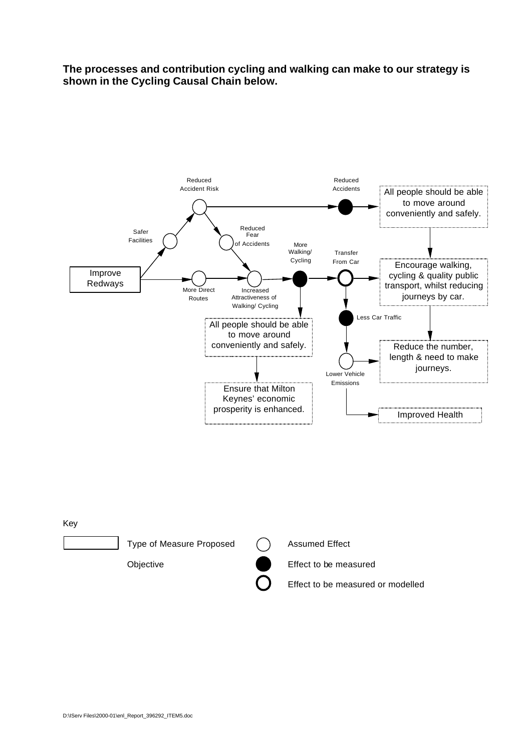**The processes and contribution cycling and walking can make to our strategy is shown in the Cycling Causal Chain below.**

Improve Redways

Safer Facilities

Reduced Accident Risk

Reduced Accidents

All people should be able to move around conveniently and safely.

Reduced Fear of Accidents

More Direct Routes

Increased Attractiveness of Walking/ Cycling

More Walking/ Cycling

Transfer From Car

Encourage walking, cycling & quality public transport, whilst reducing journeys by car.

All people should be able to move around conveniently and safely.

Less Car Traffic

Ensure that Milton Keynes' economic prosperity is enhanced.

Lower Vehicle Emissions

Reduce the number, length & need to make journeys.

Improved Health

Key

| | | | |
|---|---|---|---|
| ▭ | Type of Measure Proposed | ○ | Assumed Effect |
| | Objective | ● | Effect to be measured |
| | | **○** | Effect to be measured or modelled |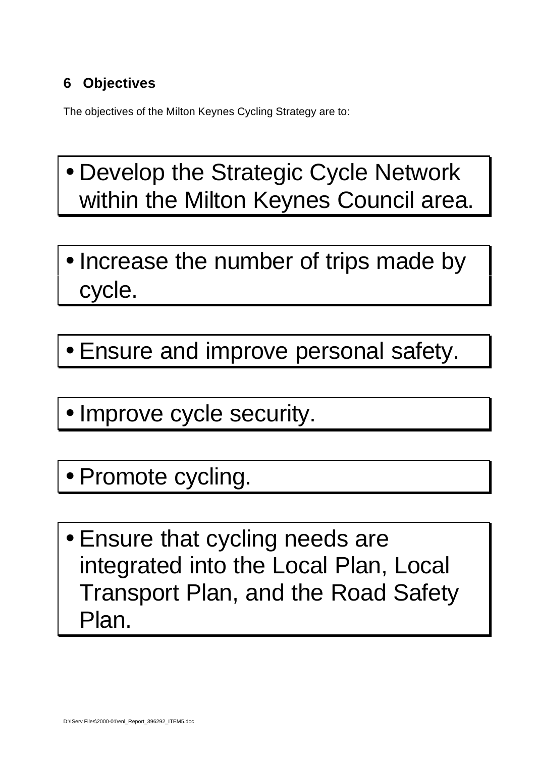## 6 Objectives

The objectives of the Milton Keynes Cycling Strategy are to:

- Develop the Strategic Cycle Network within the Milton Keynes Council area.

- Increase the number of trips made by cycle.

- Ensure and improve personal safety.

- Improve cycle security.

- Promote cycling.

- Ensure that cycling needs are integrated into the Local Plan, Local Transport Plan, and the Road Safety Plan.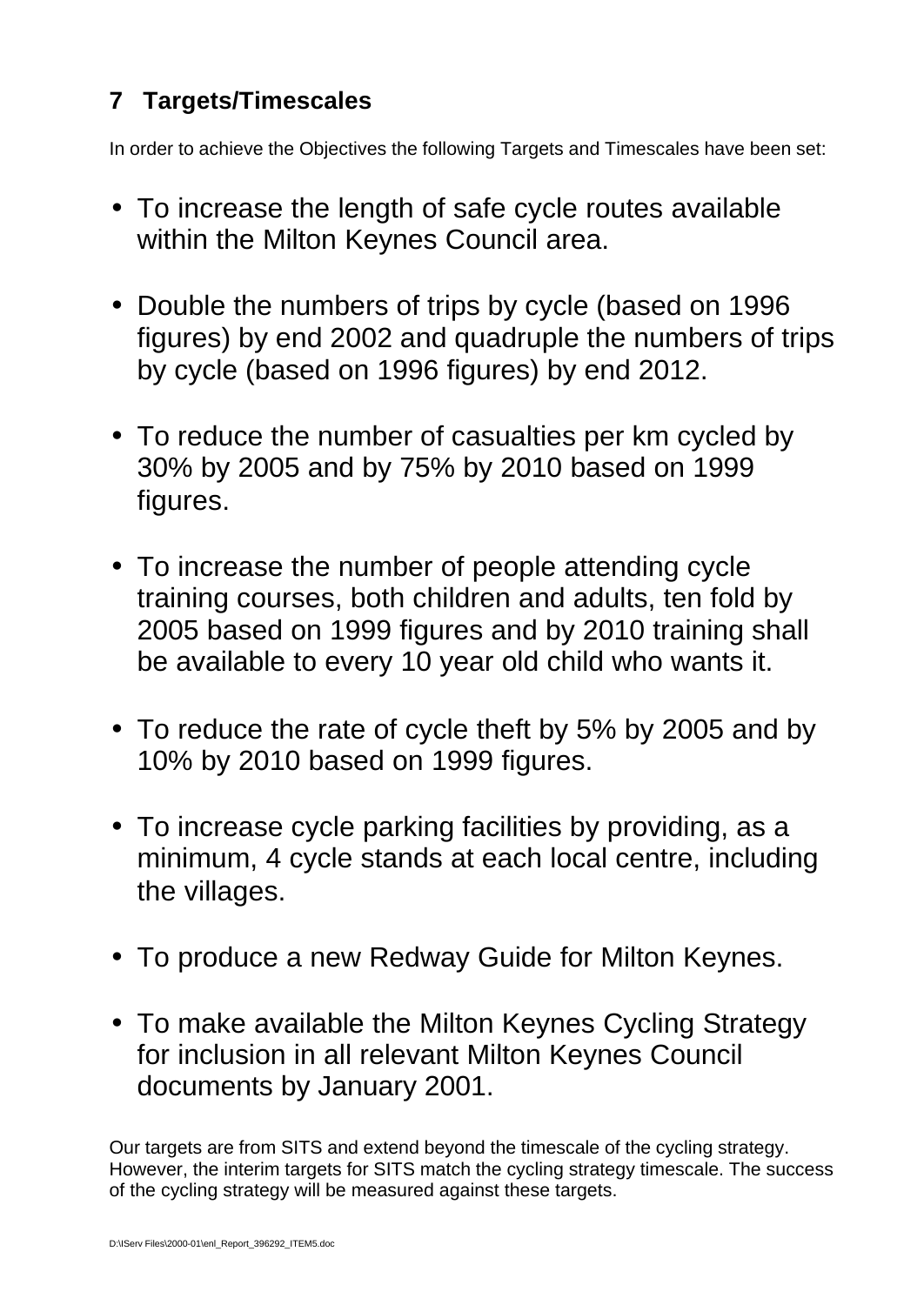## 7 Targets/Timescales

In order to achieve the Objectives the following Targets and Timescales have been set:

- To increase the length of safe cycle routes available within the Milton Keynes Council area.
- Double the numbers of trips by cycle (based on 1996 figures) by end 2002 and quadruple the numbers of trips by cycle (based on 1996 figures) by end 2012.
- To reduce the number of casualties per km cycled by 30% by 2005 and by 75% by 2010 based on 1999 figures.
- To increase the number of people attending cycle training courses, both children and adults, ten fold by 2005 based on 1999 figures and by 2010 training shall be available to every 10 year old child who wants it.
- To reduce the rate of cycle theft by 5% by 2005 and by 10% by 2010 based on 1999 figures.
- To increase cycle parking facilities by providing, as a minimum, 4 cycle stands at each local centre, including the villages.
- To produce a new Redway Guide for Milton Keynes.
- To make available the Milton Keynes Cycling Strategy for inclusion in all relevant Milton Keynes Council documents by January 2001.

Our targets are from SITS and extend beyond the timescale of the cycling strategy. However, the interim targets for SITS match the cycling strategy timescale. The success of the cycling strategy will be measured against these targets.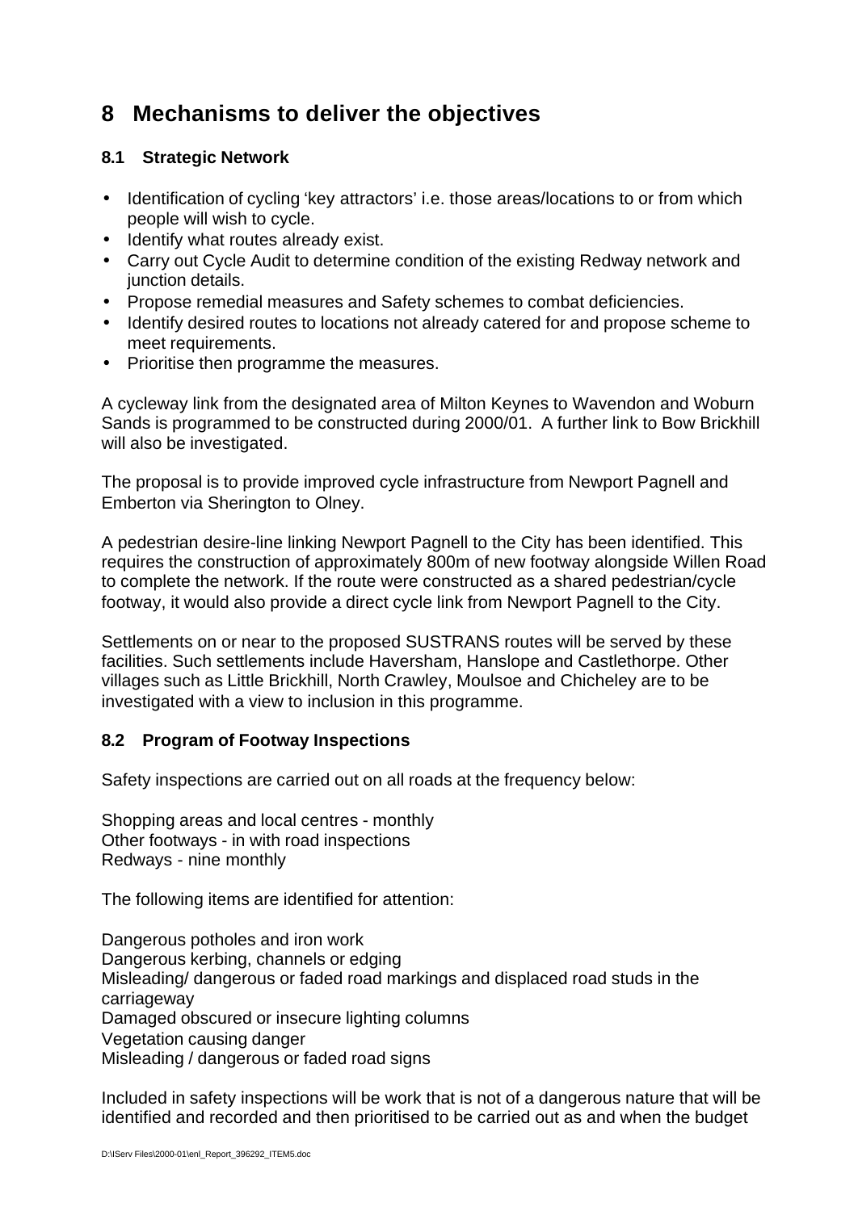# 8 Mechanisms to deliver the objectives

## 8.1 Strategic Network

- Identification of cycling 'key attractors' i.e. those areas/locations to or from which people will wish to cycle.
- Identify what routes already exist.
- Carry out Cycle Audit to determine condition of the existing Redway network and junction details.
- Propose remedial measures and Safety schemes to combat deficiencies.
- Identify desired routes to locations not already catered for and propose scheme to meet requirements.
- Prioritise then programme the measures.

A cycleway link from the designated area of Milton Keynes to Wavendon and Woburn Sands is programmed to be constructed during 2000/01. A further link to Bow Brickhill will also be investigated.

The proposal is to provide improved cycle infrastructure from Newport Pagnell and Emberton via Sherington to Olney.

A pedestrian desire-line linking Newport Pagnell to the City has been identified. This requires the construction of approximately 800m of new footway alongside Willen Road to complete the network. If the route were constructed as a shared pedestrian/cycle footway, it would also provide a direct cycle link from Newport Pagnell to the City.

Settlements on or near to the proposed SUSTRANS routes will be served by these facilities. Such settlements include Haversham, Hanslope and Castlethorpe. Other villages such as Little Brickhill, North Crawley, Moulsoe and Chicheley are to be investigated with a view to inclusion in this programme.

## 8.2 Program of Footway Inspections

Safety inspections are carried out on all roads at the frequency below:

Shopping areas and local centres - monthly
Other footways - in with road inspections
Redways - nine monthly

The following items are identified for attention:

Dangerous potholes and iron work
Dangerous kerbing, channels or edging
Misleading/ dangerous or faded road markings and displaced road studs in the carriageway
Damaged obscured or insecure lighting columns
Vegetation causing danger
Misleading / dangerous or faded road signs

Included in safety inspections will be work that is not of a dangerous nature that will be identified and recorded and then prioritised to be carried out as and when the budget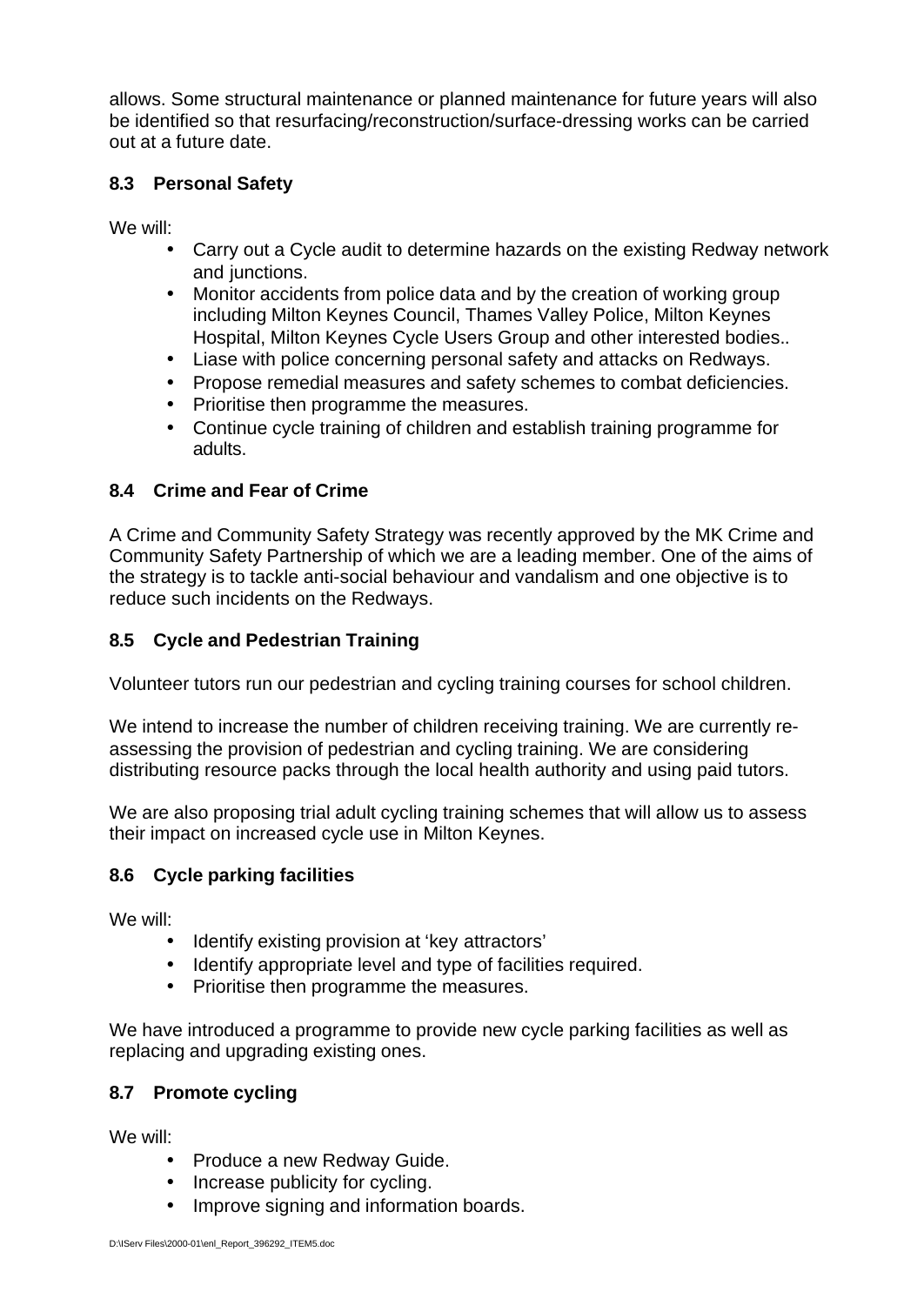allows. Some structural maintenance or planned maintenance for future years will also be identified so that resurfacing/reconstruction/surface-dressing works can be carried out at a future date.

### 8.3 Personal Safety

We will:

- Carry out a Cycle audit to determine hazards on the existing Redway network and junctions.
- Monitor accidents from police data and by the creation of working group including Milton Keynes Council, Thames Valley Police, Milton Keynes Hospital, Milton Keynes Cycle Users Group and other interested bodies..
- Liase with police concerning personal safety and attacks on Redways.
- Propose remedial measures and safety schemes to combat deficiencies.
- Prioritise then programme the measures.
- Continue cycle training of children and establish training programme for adults.

### 8.4 Crime and Fear of Crime

A Crime and Community Safety Strategy was recently approved by the MK Crime and Community Safety Partnership of which we are a leading member. One of the aims of the strategy is to tackle anti-social behaviour and vandalism and one objective is to reduce such incidents on the Redways.

### 8.5 Cycle and Pedestrian Training

Volunteer tutors run our pedestrian and cycling training courses for school children.

We intend to increase the number of children receiving training. We are currently re-assessing the provision of pedestrian and cycling training. We are considering distributing resource packs through the local health authority and using paid tutors.

We are also proposing trial adult cycling training schemes that will allow us to assess their impact on increased cycle use in Milton Keynes.

### 8.6 Cycle parking facilities

We will:

- Identify existing provision at 'key attractors'
- Identify appropriate level and type of facilities required.
- Prioritise then programme the measures.

We have introduced a programme to provide new cycle parking facilities as well as replacing and upgrading existing ones.

### 8.7 Promote cycling

We will:

- Produce a new Redway Guide.
- Increase publicity for cycling.
- Improve signing and information boards.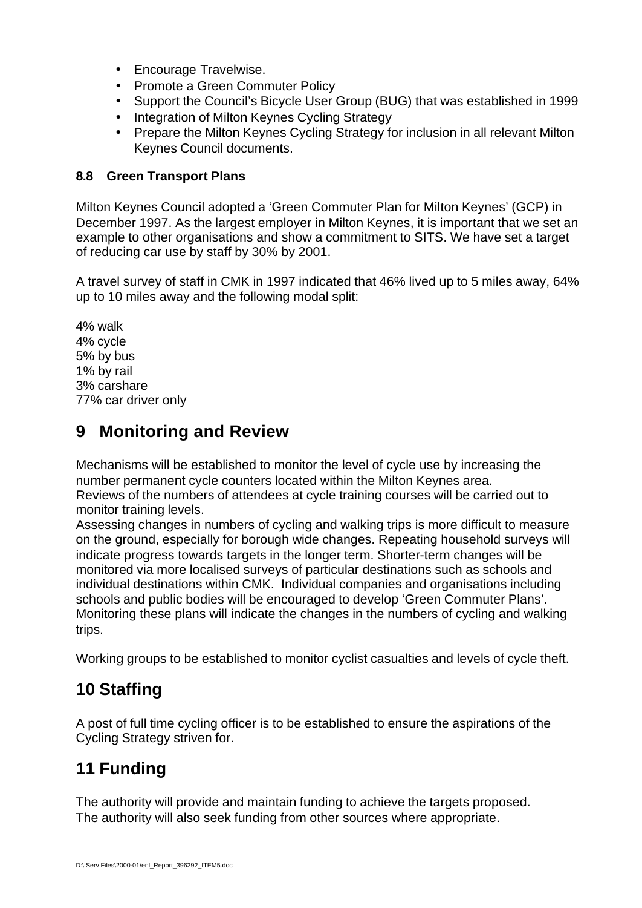- Encourage Travelwise.
- Promote a Green Commuter Policy
- Support the Council's Bicycle User Group (BUG) that was established in 1999
- Integration of Milton Keynes Cycling Strategy
- Prepare the Milton Keynes Cycling Strategy for inclusion in all relevant Milton Keynes Council documents.

### 8.8 Green Transport Plans

Milton Keynes Council adopted a 'Green Commuter Plan for Milton Keynes' (GCP) in December 1997. As the largest employer in Milton Keynes, it is important that we set an example to other organisations and show a commitment to SITS. We have set a target of reducing car use by staff by 30% by 2001.

A travel survey of staff in CMK in 1997 indicated that 46% lived up to 5 miles away, 64% up to 10 miles away and the following modal split:

4% walk
4% cycle
5% by bus
1% by rail
3% carshare
77% car driver only

## 9 Monitoring and Review

Mechanisms will be established to monitor the level of cycle use by increasing the number permanent cycle counters located within the Milton Keynes area.
Reviews of the numbers of attendees at cycle training courses will be carried out to monitor training levels.
Assessing changes in numbers of cycling and walking trips is more difficult to measure on the ground, especially for borough wide changes. Repeating household surveys will indicate progress towards targets in the longer term. Shorter-term changes will be monitored via more localised surveys of particular destinations such as schools and individual destinations within CMK. Individual companies and organisations including schools and public bodies will be encouraged to develop 'Green Commuter Plans'. Monitoring these plans will indicate the changes in the numbers of cycling and walking trips.

Working groups to be established to monitor cyclist casualties and levels of cycle theft.

## 10 Staffing

A post of full time cycling officer is to be established to ensure the aspirations of the Cycling Strategy striven for.

## 11 Funding

The authority will provide and maintain funding to achieve the targets proposed.
The authority will also seek funding from other sources where appropriate.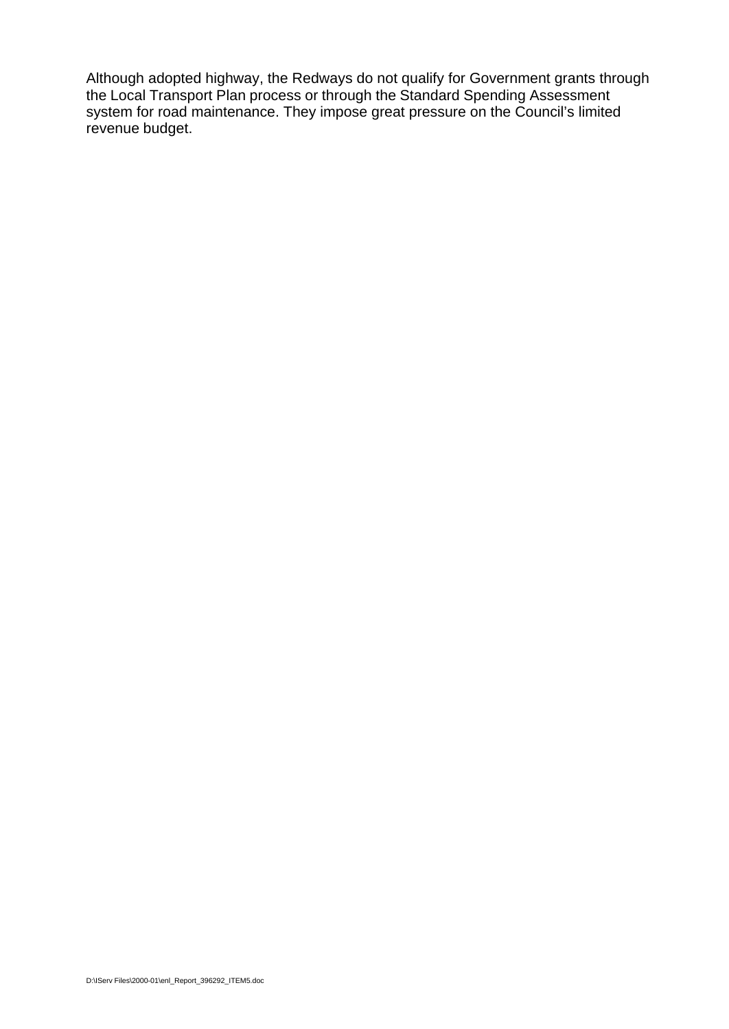Although adopted highway, the Redways do not qualify for Government grants through the Local Transport Plan process or through the Standard Spending Assessment system for road maintenance. They impose great pressure on the Council's limited revenue budget.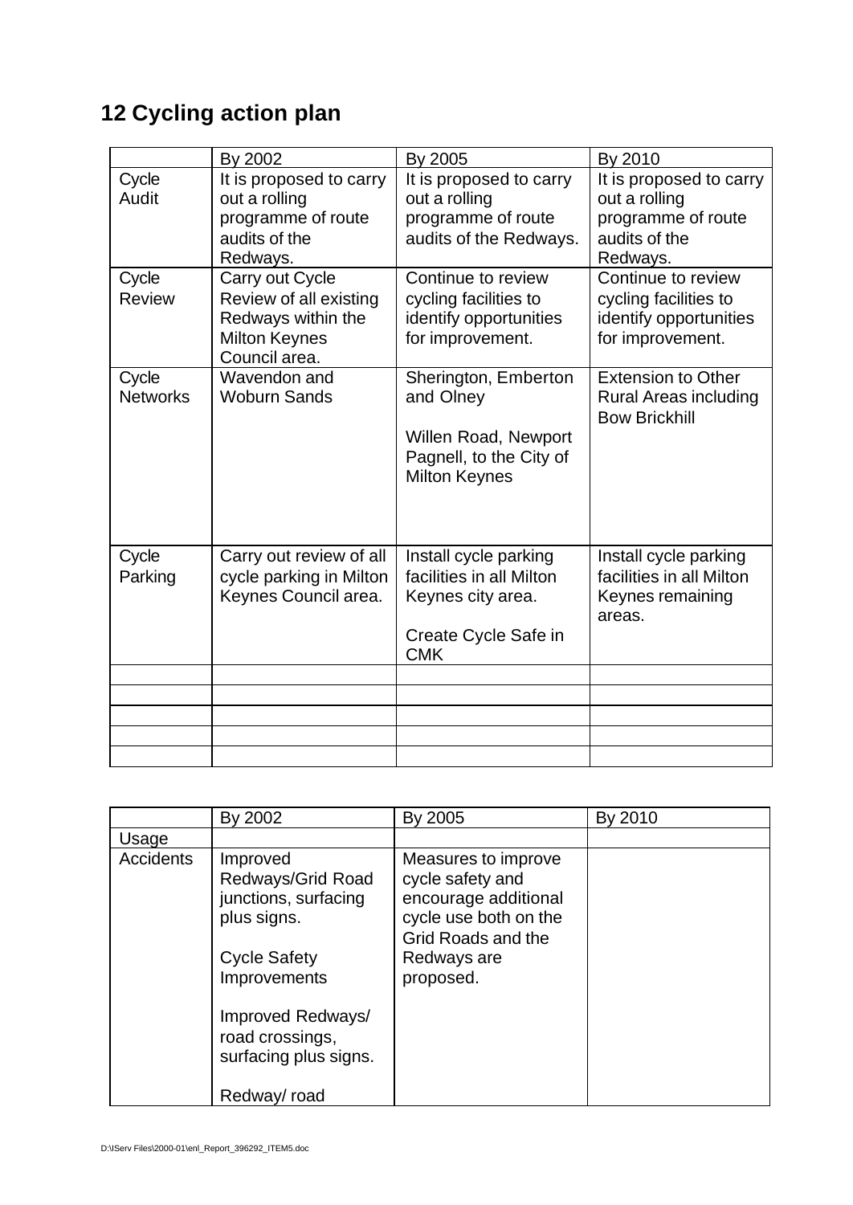## 12 Cycling action plan

| | By 2002 | By 2005 | By 2010 |
|---|---|---|---|
| Cycle Audit | It is proposed to carry out a rolling programme of route audits of the Redways. | It is proposed to carry out a rolling programme of route audits of the Redways. | It is proposed to carry out a rolling programme of route audits of the Redways. |
| Cycle Review | Carry out Cycle Review of all existing Redways within the Milton Keynes Council area. | Continue to review cycling facilities to identify opportunities for improvement. | Continue to review cycling facilities to identify opportunities for improvement. |
| Cycle Networks | Wavendon and Woburn Sands | Sherington, Emberton and Olney<br><br>Willen Road, Newport Pagnell, to the City of Milton Keynes | Extension to Other Rural Areas including Bow Brickhill |
| Cycle Parking | Carry out review of all cycle parking in Milton Keynes Council area. | Install cycle parking facilities in all Milton Keynes city area.<br><br>Create Cycle Safe in CMK | Install cycle parking facilities in all Milton Keynes remaining areas. |
| | | | |
| | | | |
| | | | |
| | | | |
| | | | |

| | By 2002 | By 2005 | By 2010 |
|---|---|---|---|
| Usage | | | |
| Accidents | Improved Redways/Grid Road junctions, surfacing plus signs.<br><br>Cycle Safety Improvements<br><br>Improved Redways/ road crossings, surfacing plus signs.<br><br>Redway/ road | Measures to improve cycle safety and encourage additional cycle use both on the Grid Roads and the Redways are proposed. | |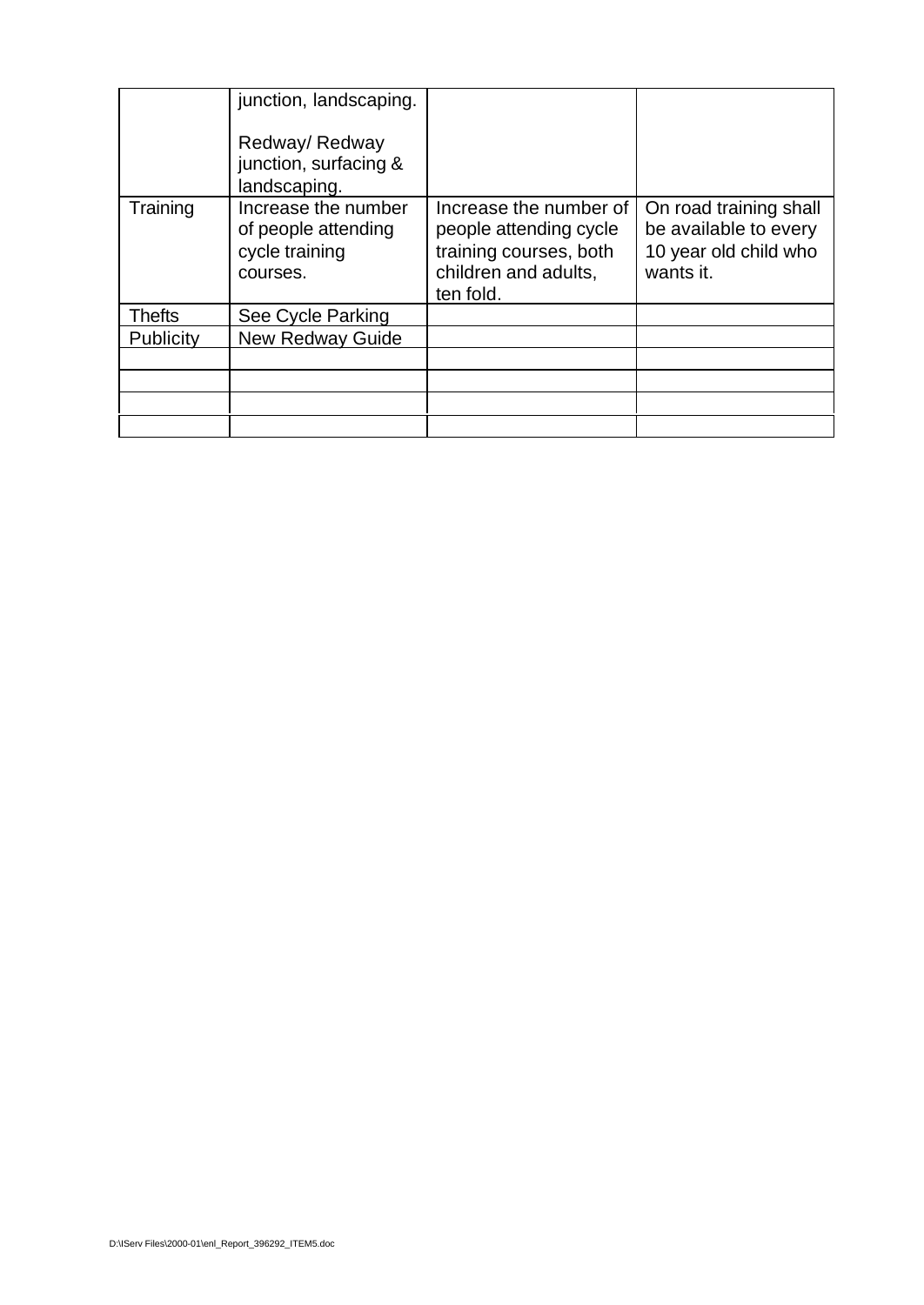| | | | |
|---|---|---|---|
| | junction, landscaping.<br><br>Redway/ Redway junction, surfacing & landscaping. | | |
| Training | Increase the number of people attending cycle training courses. | Increase the number of people attending cycle training courses, both children and adults, ten fold. | On road training shall be available to every 10 year old child who wants it. |
| Thefts | See Cycle Parking | | |
| Publicity | New Redway Guide | | |
| | | | |
| | | | |
| | | | |
| | | | |